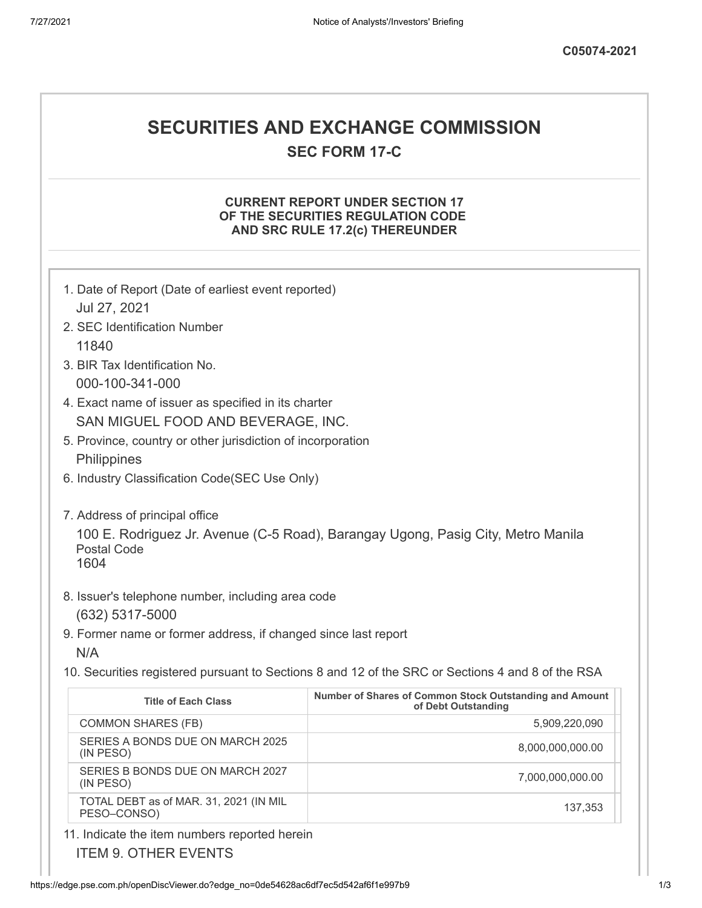C05074-2021

# SECURITIES AND EXCHANGE COMMISSION

## SEC FORM 17-C

### CURRENT REPORT UNDER SECTION 17 OF THE SECURITIES REGULATION CODE AND SRC RULE 17.2(c) THEREUNDER

1. Date of Report (Date of earliest event reported)
   Jul 27, 2021
2. SEC Identification Number
   11840
3. BIR Tax Identification No.
   000-100-341-000
4. Exact name of issuer as specified in its charter
   SAN MIGUEL FOOD AND BEVERAGE, INC.
5. Province, country or other jurisdiction of incorporation
   Philippines
6. Industry Classification Code(SEC Use Only)

7. Address of principal office
   100 E. Rodriguez Jr. Avenue (C-5 Road), Barangay Ugong, Pasig City, Metro Manila
   Postal Code
   1604
8. Issuer's telephone number, including area code
   (632) 5317-5000
9. Former name or former address, if changed since last report
   N/A
10. Securities registered pursuant to Sections 8 and 12 of the SRC or Sections 4 and 8 of the RSA

| Title of Each Class | Number of Shares of Common Stock Outstanding and Amount of Debt Outstanding |
|---|---|
| COMMON SHARES (FB) | 5,909,220,090 |
| SERIES A BONDS DUE ON MARCH 2025 (IN PESO) | 8,000,000,000.00 |
| SERIES B BONDS DUE ON MARCH 2027 (IN PESO) | 7,000,000,000.00 |
| TOTAL DEBT as of MAR. 31, 2021 (IN MIL PESO–CONSO) | 137,353 |

11. Indicate the item numbers reported herein
    ITEM 9. OTHER EVENTS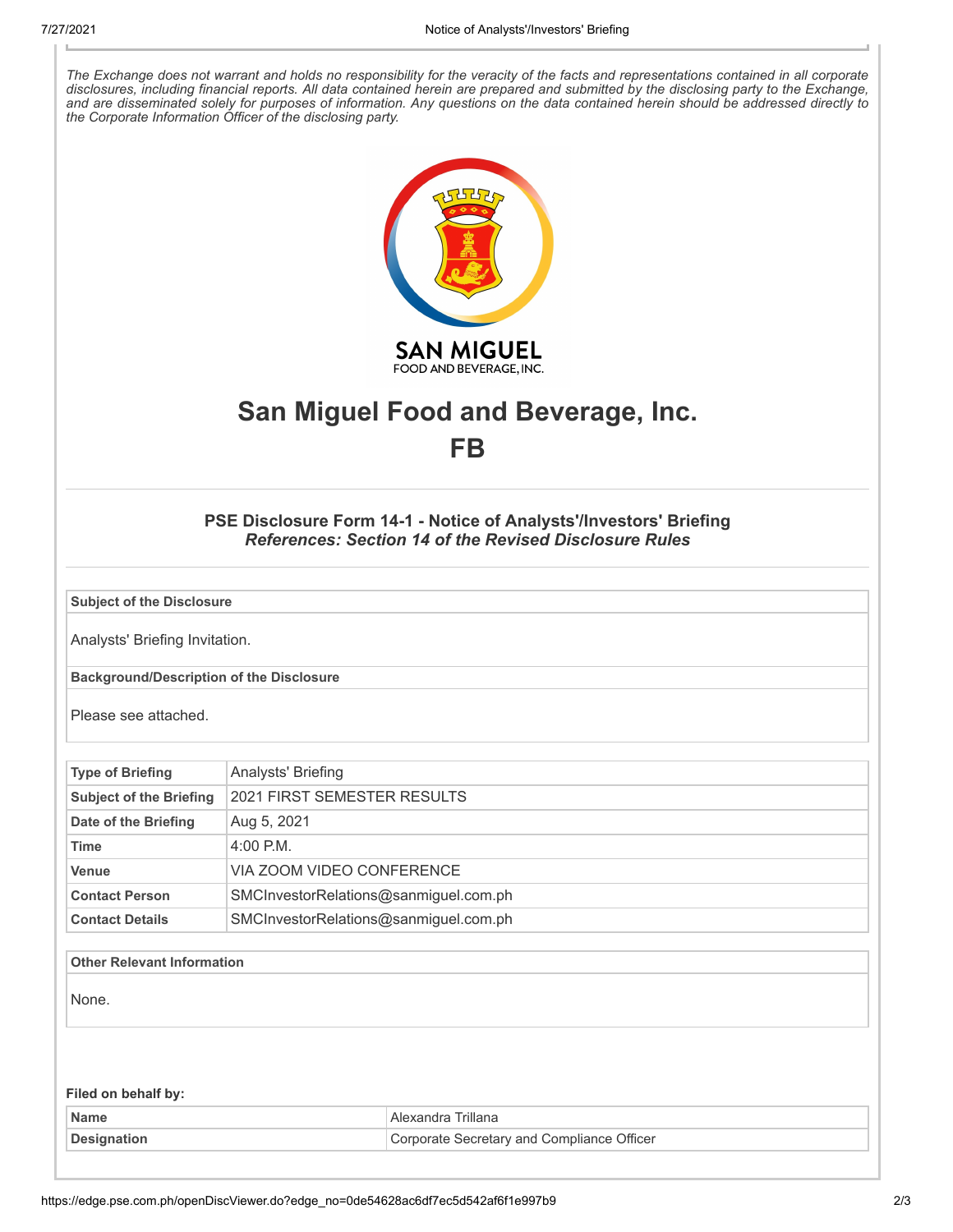*The Exchange does not warrant and holds no responsibility for the veracity of the facts and representations contained in all corporate disclosures, including financial reports. All data contained herein are prepared and submitted by the disclosing party to the Exchange, and are disseminated solely for purposes of information. Any questions on the data contained herein should be addressed directly to the Corporate Information Officer of the disclosing party.*

# San Miguel Food and Beverage, Inc.
# FB

### PSE Disclosure Form 14-1 - Notice of Analysts'/Investors' Briefing
***References: Section 14 of the Revised Disclosure Rules***

**Subject of the Disclosure**

Analysts' Briefing Invitation.

**Background/Description of the Disclosure**

Please see attached.

| | |
|---|---|
| **Type of Briefing** | Analysts' Briefing |
| **Subject of the Briefing** | 2021 FIRST SEMESTER RESULTS |
| **Date of the Briefing** | Aug 5, 2021 |
| **Time** | 4:00 P.M. |
| **Venue** | VIA ZOOM VIDEO CONFERENCE |
| **Contact Person** | SMCInvestorRelations@sanmiguel.com.ph |
| **Contact Details** | SMCInvestorRelations@sanmiguel.com.ph |

**Other Relevant Information**

None.

**Filed on behalf by:**

| | |
|---|---|
| **Name** | Alexandra Trillana |
| **Designation** | Corporate Secretary and Compliance Officer |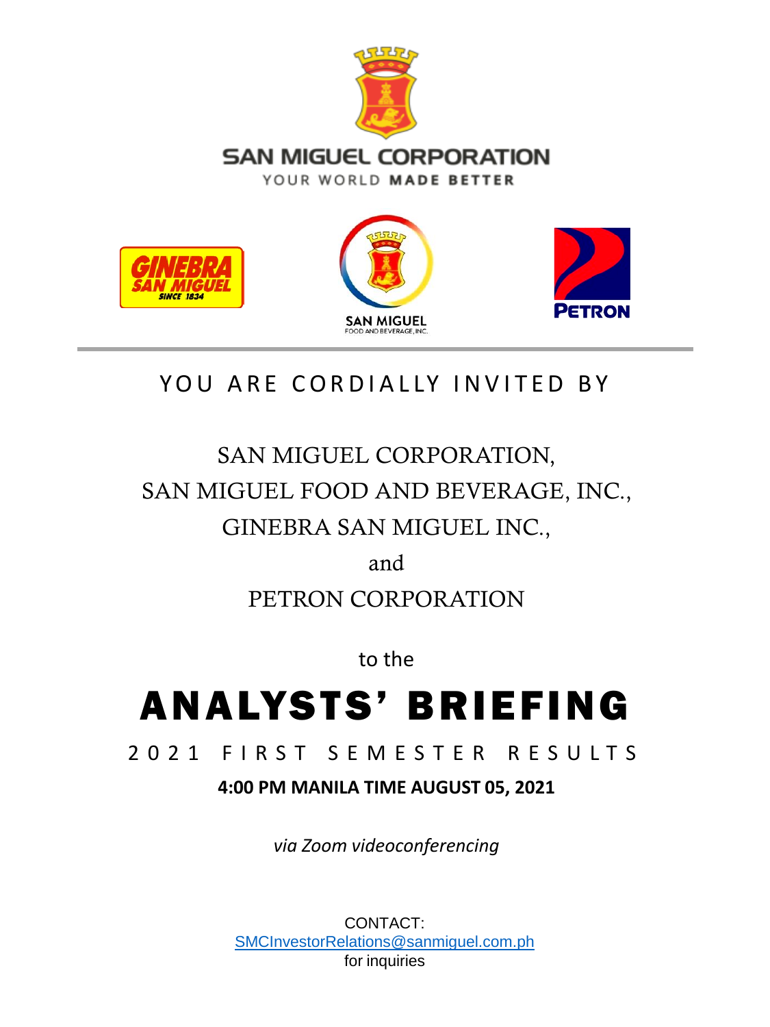SAN MIGUEL CORPORATION

YOUR WORLD **MADE BETTER**

GINEBRA SAN MIGUEL SINCE 1834

SAN MIGUEL FOOD AND BEVERAGE, INC.

PETRON

YOU ARE CORDIALLY INVITED BY

SAN MIGUEL CORPORATION,
SAN MIGUEL FOOD AND BEVERAGE, INC.,
GINEBRA SAN MIGUEL INC.,
and
PETRON CORPORATION

to the

# ANALYSTS' BRIEFING

## 2021 FIRST SEMESTER RESULTS

**4:00 PM MANILA TIME AUGUST 05, 2021**

*via Zoom videoconferencing*

CONTACT:
SMCInvestorRelations@sanmiguel.com.ph
for inquiries